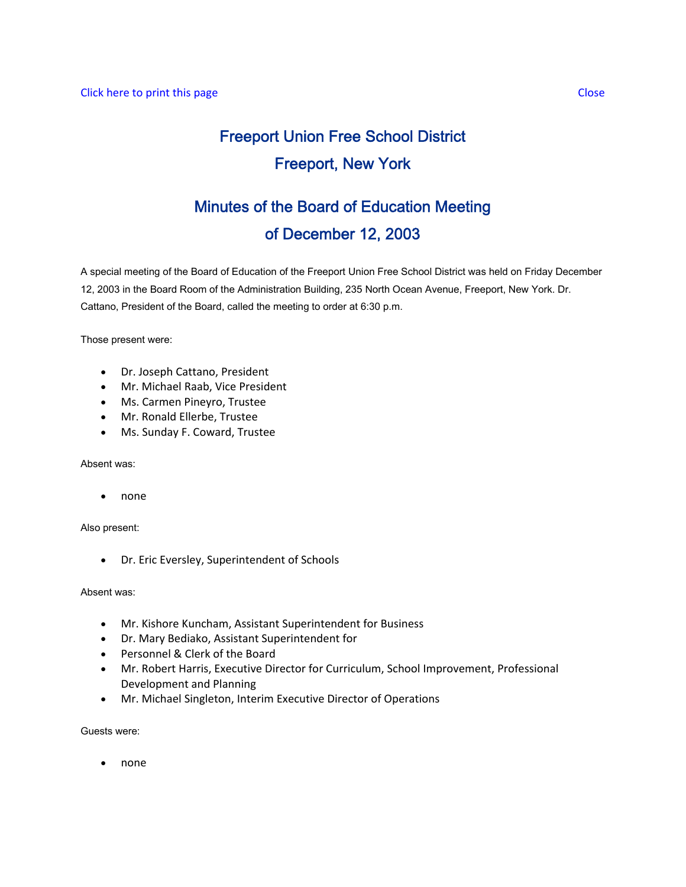Click here to print this page　　　　　　　　　　　　　　　　　　　　　　　　　　　　　　　　　　Close

# Freeport Union Free School District
# Freeport, New York

## Minutes of the Board of Education Meeting
## of December 12, 2003

A special meeting of the Board of Education of the Freeport Union Free School District was held on Friday December 12, 2003 in the Board Room of the Administration Building, 235 North Ocean Avenue, Freeport, New York. Dr. Cattano, President of the Board, called the meeting to order at 6:30 p.m.

Those present were:

- Dr. Joseph Cattano, President
- Mr. Michael Raab, Vice President
- Ms. Carmen Pineyro, Trustee
- Mr. Ronald Ellerbe, Trustee
- Ms. Sunday F. Coward, Trustee

Absent was:

- none

Also present:

- Dr. Eric Eversley, Superintendent of Schools

Absent was:

- Mr. Kishore Kuncham, Assistant Superintendent for Business
- Dr. Mary Bediako, Assistant Superintendent for
- Personnel & Clerk of the Board
- Mr. Robert Harris, Executive Director for Curriculum, School Improvement, Professional Development and Planning
- Mr. Michael Singleton, Interim Executive Director of Operations

Guests were:

- none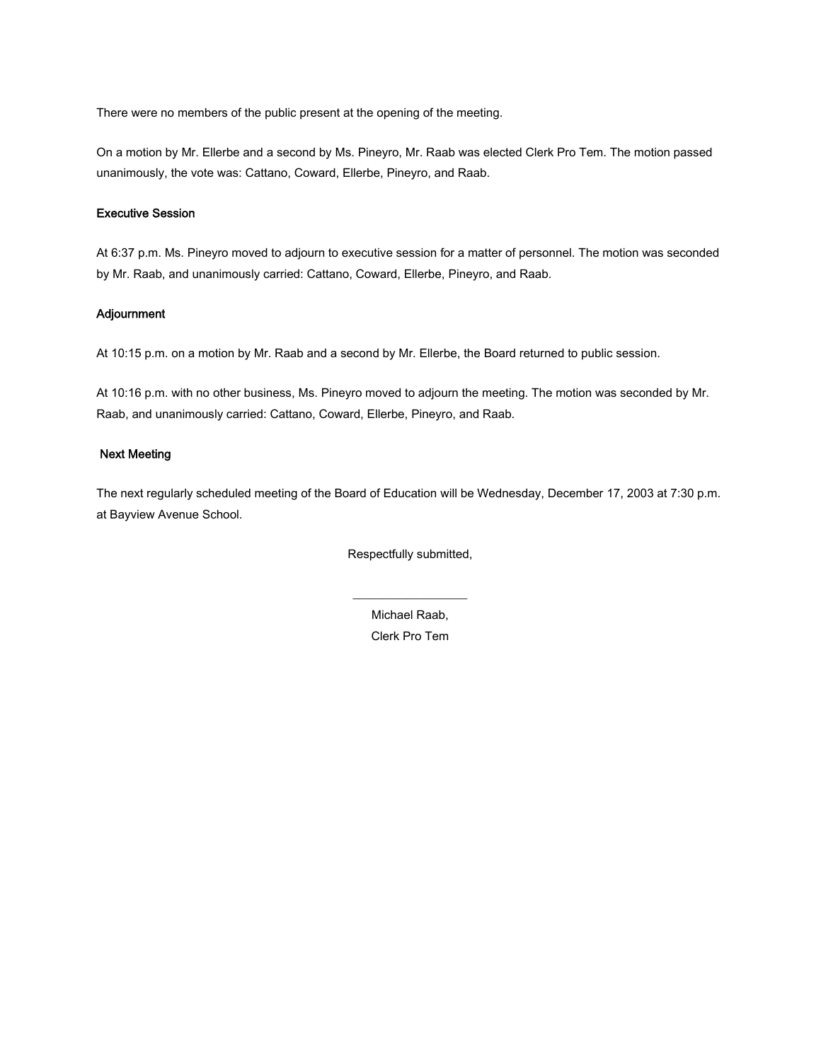There were no members of the public present at the opening of the meeting.

On a motion by Mr. Ellerbe and a second by Ms. Pineyro, Mr. Raab was elected Clerk Pro Tem. The motion passed unanimously, the vote was: Cattano, Coward, Ellerbe, Pineyro, and Raab.

#### Executive Session

At 6:37 p.m. Ms. Pineyro moved to adjourn to executive session for a matter of personnel. The motion was seconded by Mr. Raab, and unanimously carried: Cattano, Coward, Ellerbe, Pineyro, and Raab.

#### Adjournment

At 10:15 p.m. on a motion by Mr. Raab and a second by Mr. Ellerbe, the Board returned to public session.

At 10:16 p.m. with no other business, Ms. Pineyro moved to adjourn the meeting. The motion was seconded by Mr. Raab, and unanimously carried: Cattano, Coward, Ellerbe, Pineyro, and Raab.

#### Next Meeting

The next regularly scheduled meeting of the Board of Education will be Wednesday, December 17, 2003 at 7:30 p.m. at Bayview Avenue School.

Respectfully submitted,

\_\_\_\_\_\_\_\_\_\_\_\_\_\_\_\_\_\_

Michael Raab,
Clerk Pro Tem